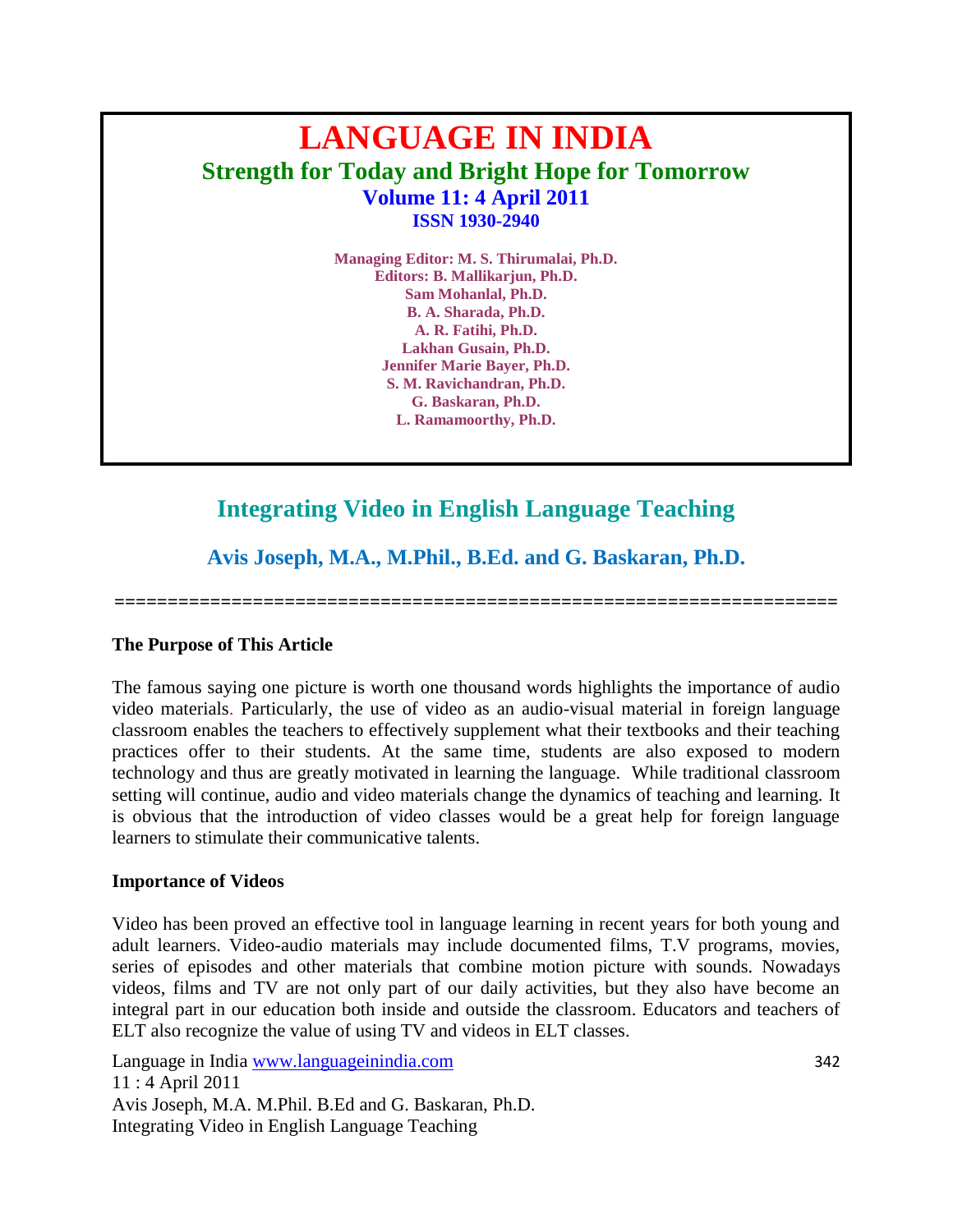# LANGUAGE IN INDIA

## Strength for Today and Bright Hope for Tomorrow

**Volume 11: 4 April 2011**
**ISSN 1930-2940**

**Managing Editor: M. S. Thirumalai, Ph.D.**
**Editors: B. Mallikarjun, Ph.D.**
**Sam Mohanlal, Ph.D.**
**B. A. Sharada, Ph.D.**
**A. R. Fatihi, Ph.D.**
**Lakhan Gusain, Ph.D.**
**Jennifer Marie Bayer, Ph.D.**
**S. M. Ravichandran, Ph.D.**
**G. Baskaran, Ph.D.**
**L. Ramamoorthy, Ph.D.**

# Integrating Video in English Language Teaching

## Avis Joseph, M.A., M.Phil., B.Ed. and G. Baskaran, Ph.D.

==================================================================

### The Purpose of This Article

The famous saying one picture is worth one thousand words highlights the importance of audio video materials. Particularly, the use of video as an audio-visual material in foreign language classroom enables the teachers to effectively supplement what their textbooks and their teaching practices offer to their students. At the same time, students are also exposed to modern technology and thus are greatly motivated in learning the language. While traditional classroom setting will continue, audio and video materials change the dynamics of teaching and learning. It is obvious that the introduction of video classes would be a great help for foreign language learners to stimulate their communicative talents.

### Importance of Videos

Video has been proved an effective tool in language learning in recent years for both young and adult learners. Video-audio materials may include documented films, T.V programs, movies, series of episodes and other materials that combine motion picture with sounds. Nowadays videos, films and TV are not only part of our daily activities, but they also have become an integral part in our education both inside and outside the classroom. Educators and teachers of ELT also recognize the value of using TV and videos in ELT classes.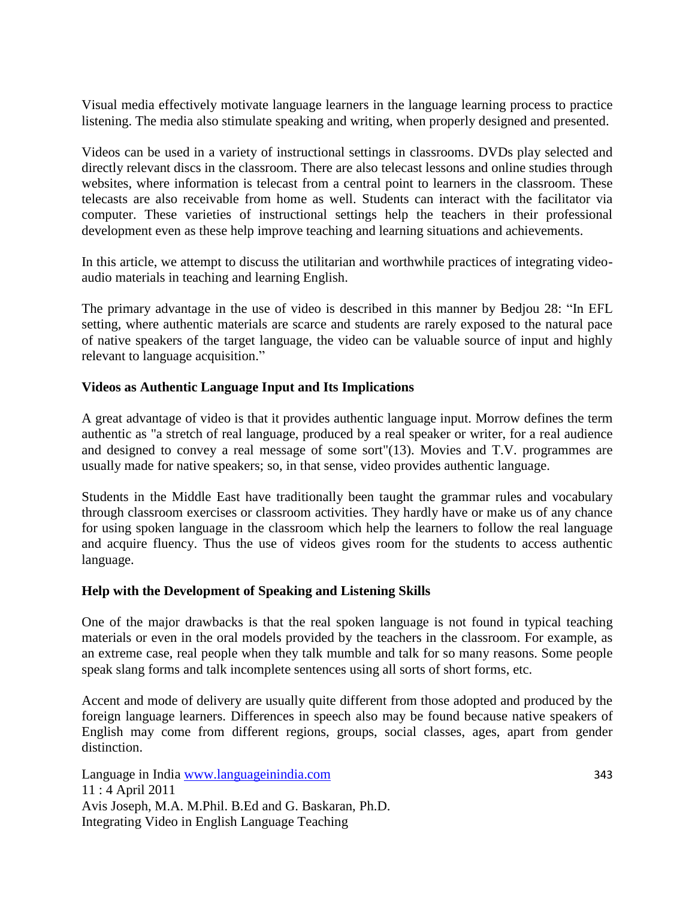Visual media effectively motivate language learners in the language learning process to practice listening. The media also stimulate speaking and writing, when properly designed and presented.

Videos can be used in a variety of instructional settings in classrooms. DVDs play selected and directly relevant discs in the classroom. There are also telecast lessons and online studies through websites, where information is telecast from a central point to learners in the classroom. These telecasts are also receivable from home as well. Students can interact with the facilitator via computer. These varieties of instructional settings help the teachers in their professional development even as these help improve teaching and learning situations and achievements.

In this article, we attempt to discuss the utilitarian and worthwhile practices of integrating video-audio materials in teaching and learning English.

The primary advantage in the use of video is described in this manner by Bedjou 28: "In EFL setting, where authentic materials are scarce and students are rarely exposed to the natural pace of native speakers of the target language, the video can be valuable source of input and highly relevant to language acquisition."

**Videos as Authentic Language Input and Its Implications**

A great advantage of video is that it provides authentic language input. Morrow defines the term authentic as "a stretch of real language, produced by a real speaker or writer, for a real audience and designed to convey a real message of some sort"(13). Movies and T.V. programmes are usually made for native speakers; so, in that sense, video provides authentic language.

Students in the Middle East have traditionally been taught the grammar rules and vocabulary through classroom exercises or classroom activities. They hardly have or make us of any chance for using spoken language in the classroom which help the learners to follow the real language and acquire fluency. Thus the use of videos gives room for the students to access authentic language.

**Help with the Development of Speaking and Listening Skills**

One of the major drawbacks is that the real spoken language is not found in typical teaching materials or even in the oral models provided by the teachers in the classroom. For example, as an extreme case, real people when they talk mumble and talk for so many reasons. Some people speak slang forms and talk incomplete sentences using all sorts of short forms, etc.

Accent and mode of delivery are usually quite different from those adopted and produced by the foreign language learners. Differences in speech also may be found because native speakers of English may come from different regions, groups, social classes, ages, apart from gender distinction.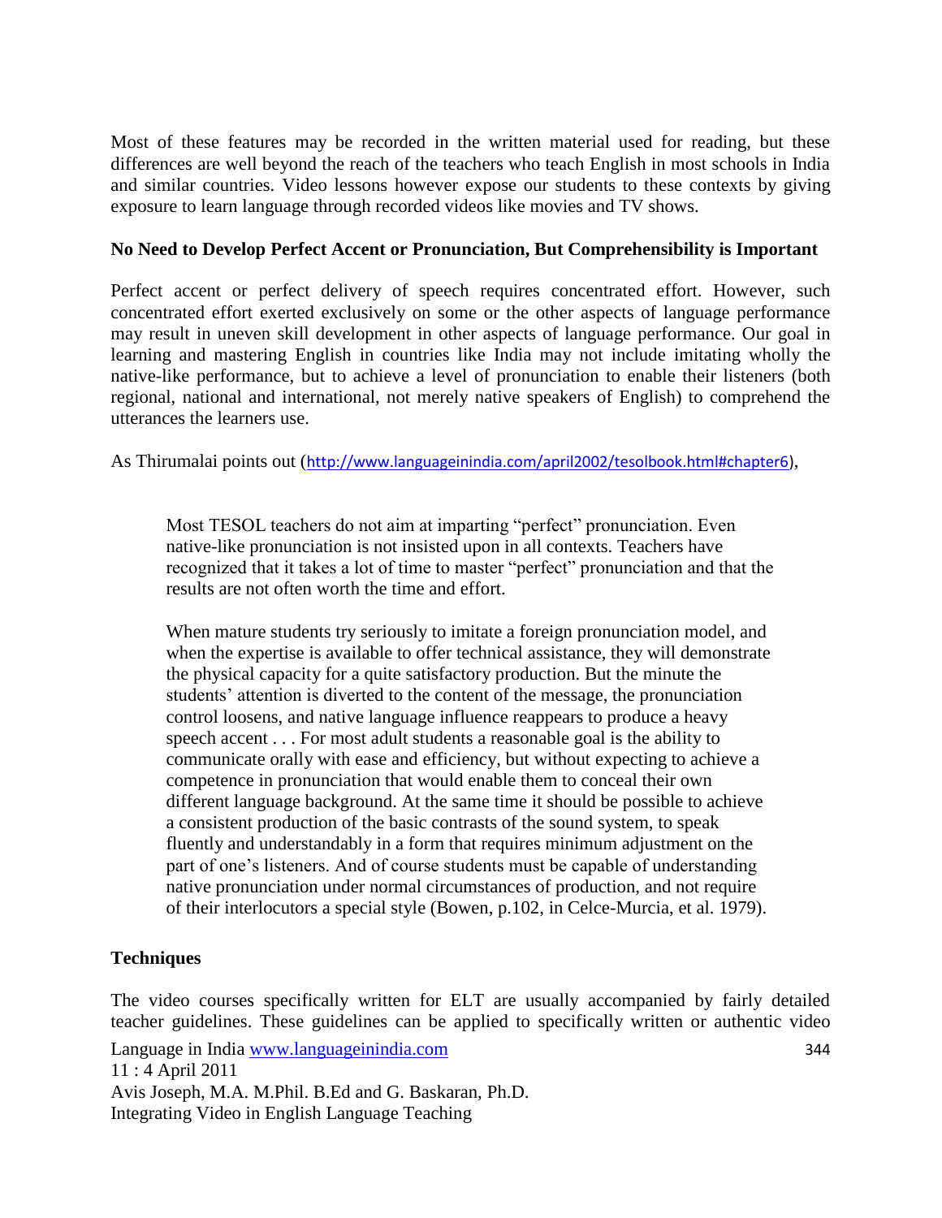Most of these features may be recorded in the written material used for reading, but these differences are well beyond the reach of the teachers who teach English in most schools in India and similar countries. Video lessons however expose our students to these contexts by giving exposure to learn language through recorded videos like movies and TV shows.

**No Need to Develop Perfect Accent or Pronunciation, But Comprehensibility is Important**

Perfect accent or perfect delivery of speech requires concentrated effort. However, such concentrated effort exerted exclusively on some or the other aspects of language performance may result in uneven skill development in other aspects of language performance. Our goal in learning and mastering English in countries like India may not include imitating wholly the native-like performance, but to achieve a level of pronunciation to enable their listeners (both regional, national and international, not merely native speakers of English) to comprehend the utterances the learners use.

As Thirumalai points out (http://www.languageinindia.com/april2002/tesolbook.html#chapter6),

> Most TESOL teachers do not aim at imparting "perfect" pronunciation. Even native-like pronunciation is not insisted upon in all contexts. Teachers have recognized that it takes a lot of time to master "perfect" pronunciation and that the results are not often worth the time and effort.
>
> When mature students try seriously to imitate a foreign pronunciation model, and when the expertise is available to offer technical assistance, they will demonstrate the physical capacity for a quite satisfactory production. But the minute the students' attention is diverted to the content of the message, the pronunciation control loosens, and native language influence reappears to produce a heavy speech accent . . . For most adult students a reasonable goal is the ability to communicate orally with ease and efficiency, but without expecting to achieve a competence in pronunciation that would enable them to conceal their own different language background. At the same time it should be possible to achieve a consistent production of the basic contrasts of the sound system, to speak fluently and understandably in a form that requires minimum adjustment on the part of one's listeners. And of course students must be capable of understanding native pronunciation under normal circumstances of production, and not require of their interlocutors a special style (Bowen, p.102, in Celce-Murcia, et al. 1979).

**Techniques**

The video courses specifically written for ELT are usually accompanied by fairly detailed teacher guidelines. These guidelines can be applied to specifically written or authentic video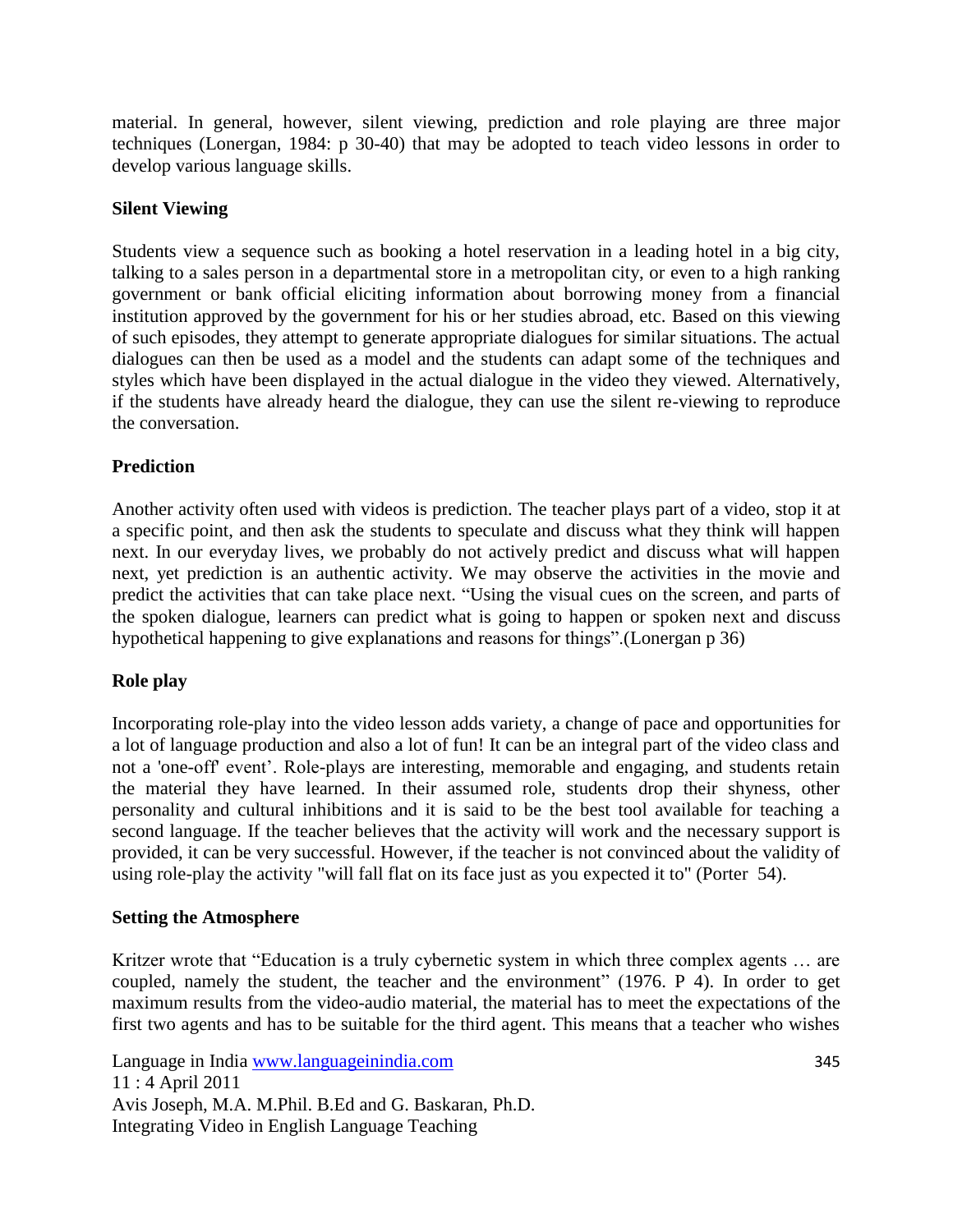material. In general, however, silent viewing, prediction and role playing are three major techniques (Lonergan, 1984: p 30-40) that may be adopted to teach video lessons in order to develop various language skills.

### Silent Viewing

Students view a sequence such as booking a hotel reservation in a leading hotel in a big city, talking to a sales person in a departmental store in a metropolitan city, or even to a high ranking government or bank official eliciting information about borrowing money from a financial institution approved by the government for his or her studies abroad, etc. Based on this viewing of such episodes, they attempt to generate appropriate dialogues for similar situations. The actual dialogues can then be used as a model and the students can adapt some of the techniques and styles which have been displayed in the actual dialogue in the video they viewed. Alternatively, if the students have already heard the dialogue, they can use the silent re-viewing to reproduce the conversation.

### Prediction

Another activity often used with videos is prediction. The teacher plays part of a video, stop it at a specific point, and then ask the students to speculate and discuss what they think will happen next. In our everyday lives, we probably do not actively predict and discuss what will happen next, yet prediction is an authentic activity. We may observe the activities in the movie and predict the activities that can take place next. “Using the visual cues on the screen, and parts of the spoken dialogue, learners can predict what is going to happen or spoken next and discuss hypothetical happening to give explanations and reasons for things”.(Lonergan p 36)

### Role play

Incorporating role-play into the video lesson adds variety, a change of pace and opportunities for a lot of language production and also a lot of fun! It can be an integral part of the video class and not a 'one-off' event’. Role-plays are interesting, memorable and engaging, and students retain the material they have learned. In their assumed role, students drop their shyness, other personality and cultural inhibitions and it is said to be the best tool available for teaching a second language. If the teacher believes that the activity will work and the necessary support is provided, it can be very successful. However, if the teacher is not convinced about the validity of using role-play the activity "will fall flat on its face just as you expected it to" (Porter 54).

### Setting the Atmosphere

Kritzer wrote that “Education is a truly cybernetic system in which three complex agents … are coupled, namely the student, the teacher and the environment” (1976. P 4). In order to get maximum results from the video-audio material, the material has to meet the expectations of the first two agents and has to be suitable for the third agent. This means that a teacher who wishes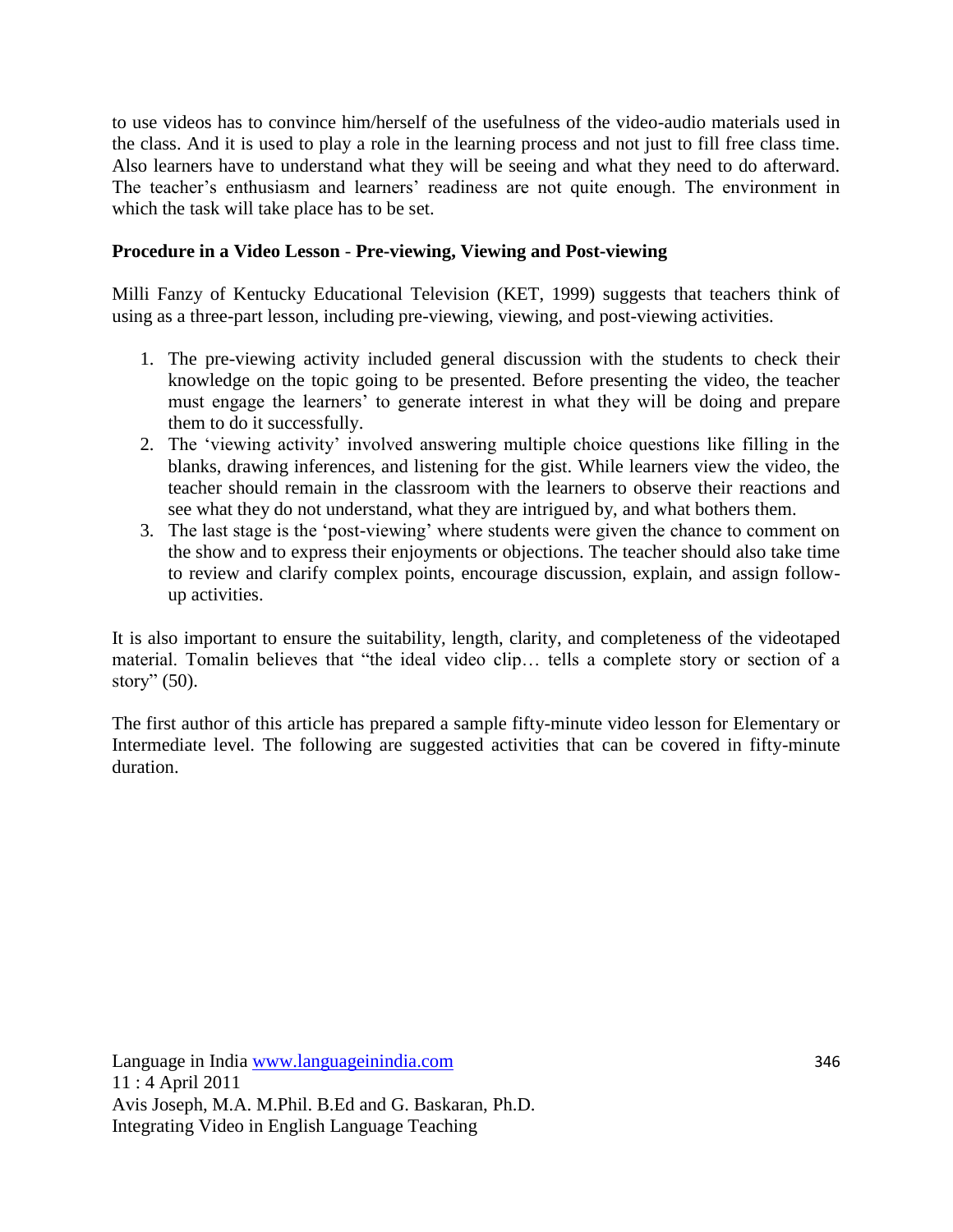to use videos has to convince him/herself of the usefulness of the video-audio materials used in the class. And it is used to play a role in the learning process and not just to fill free class time. Also learners have to understand what they will be seeing and what they need to do afterward. The teacher's enthusiasm and learners' readiness are not quite enough. The environment in which the task will take place has to be set.

**Procedure in a Video Lesson - Pre-viewing, Viewing and Post-viewing**

Milli Fanzy of Kentucky Educational Television (KET, 1999) suggests that teachers think of using as a three-part lesson, including pre-viewing, viewing, and post-viewing activities.

1. The pre-viewing activity included general discussion with the students to check their knowledge on the topic going to be presented. Before presenting the video, the teacher must engage the learners' to generate interest in what they will be doing and prepare them to do it successfully.
2. The 'viewing activity' involved answering multiple choice questions like filling in the blanks, drawing inferences, and listening for the gist. While learners view the video, the teacher should remain in the classroom with the learners to observe their reactions and see what they do not understand, what they are intrigued by, and what bothers them.
3. The last stage is the 'post-viewing' where students were given the chance to comment on the show and to express their enjoyments or objections. The teacher should also take time to review and clarify complex points, encourage discussion, explain, and assign follow-up activities.

It is also important to ensure the suitability, length, clarity, and completeness of the videotaped material. Tomalin believes that "the ideal video clip… tells a complete story or section of a story" (50).

The first author of this article has prepared a sample fifty-minute video lesson for Elementary or Intermediate level. The following are suggested activities that can be covered in fifty-minute duration.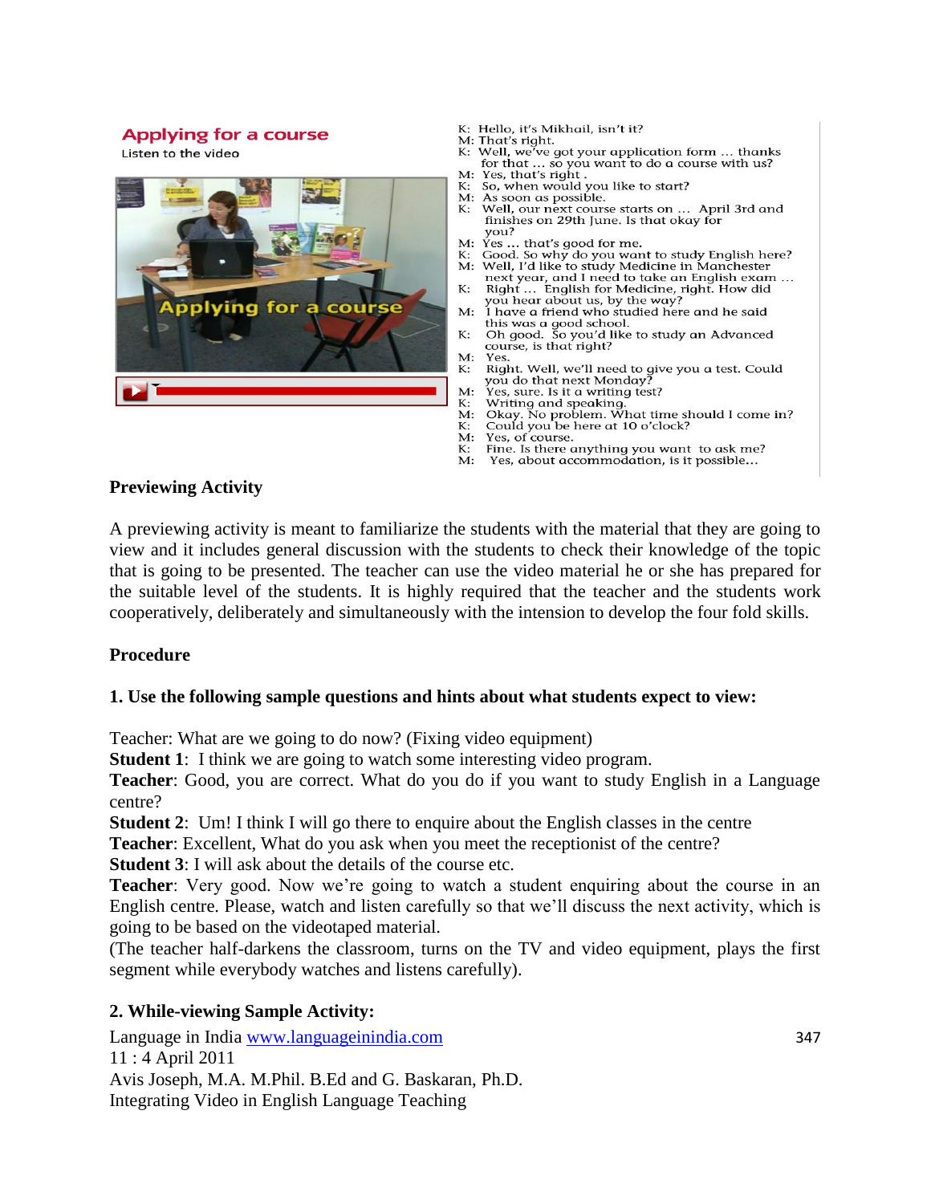**Applying for a course**

Listen to the video

K: Hello, it's Mikhail, isn't it?
M: That's right.
K: Well, we've got your application form … thanks for that … so you want to do a course with us?
M: Yes, that's right .
K: So, when would you like to start?
M: As soon as possible.
K: Well, our next course starts on … April 3rd and finishes on 29th June. Is that okay for you?
M: Yes … that's good for me.
K: Good. So why do you want to study English here?
M: Well, I'd like to study Medicine in Manchester next year, and I need to take an English exam …
K: Right … English for Medicine, right. How did you hear about us, by the way?
M: I have a friend who studied here and he said this was a good school.
K: Oh good. So you'd like to study an Advanced course, is that right?
M: Yes.
K: Right. Well, we'll need to give you a test. Could you do that next Monday?
M: Yes, sure. Is it a writing test?
K: Writing and speaking.
M: Okay. No problem. What time should I come in?
K: Could you be here at 10 o'clock?
M: Yes, of course.
K: Fine. Is there anything you want to ask me?
M: Yes, about accommodation, is it possible…

**Previewing Activity**

A previewing activity is meant to familiarize the students with the material that they are going to view and it includes general discussion with the students to check their knowledge of the topic that is going to be presented. The teacher can use the video material he or she has prepared for the suitable level of the students. It is highly required that the teacher and the students work cooperatively, deliberately and simultaneously with the intension to develop the four fold skills.

**Procedure**

**1. Use the following sample questions and hints about what students expect to view:**

Teacher: What are we going to do now? (Fixing video equipment)
**Student 1**: I think we are going to watch some interesting video program.
**Teacher**: Good, you are correct. What do you do if you want to study English in a Language centre?
**Student 2**: Um! I think I will go there to enquire about the English classes in the centre
**Teacher**: Excellent, What do you ask when you meet the receptionist of the centre?
**Student 3**: I will ask about the details of the course etc.
**Teacher**: Very good. Now we're going to watch a student enquiring about the course in an English centre. Please, watch and listen carefully so that we'll discuss the next activity, which is going to be based on the videotaped material.
(The teacher half-darkens the classroom, turns on the TV and video equipment, plays the first segment while everybody watches and listens carefully).

**2. While-viewing Sample Activity:**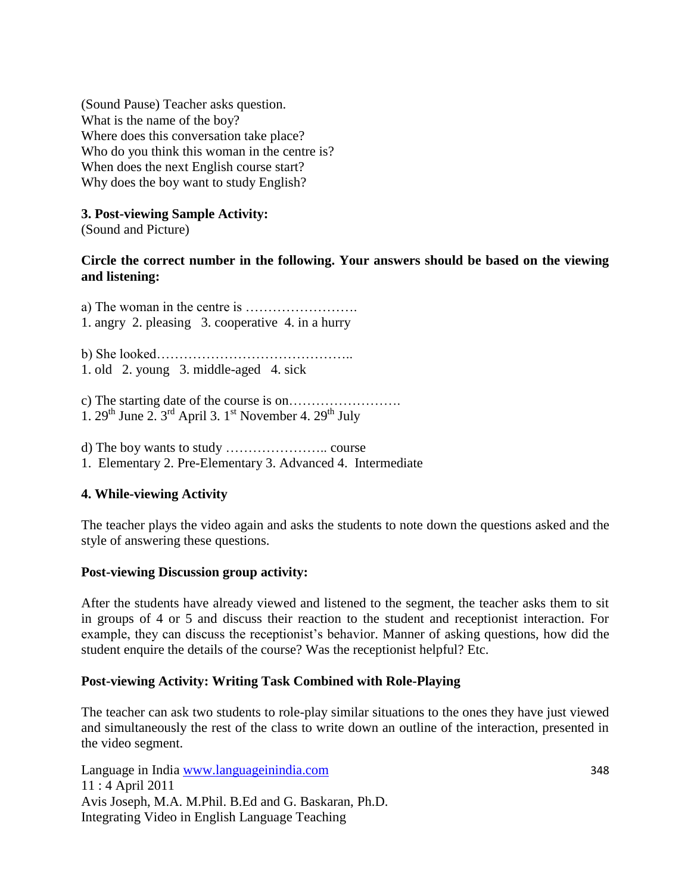(Sound Pause) Teacher asks question.
What is the name of the boy?
Where does this conversation take place?
Who do you think this woman in the centre is?
When does the next English course start?
Why does the boy want to study English?

**3. Post-viewing Sample Activity:**
(Sound and Picture)

**Circle the correct number in the following. Your answers should be based on the viewing and listening:**

a) The woman in the centre is …………………….
1. angry 2. pleasing 3. cooperative 4. in a hurry

b) She looked……………………………………..
1. old 2. young 3. middle-aged 4. sick

c) The starting date of the course is on…………………….
1. 29th June 2. 3rd April 3. 1st November 4. 29th July

d) The boy wants to study ………………….. course
1. Elementary 2. Pre-Elementary 3. Advanced 4. Intermediate

**4. While-viewing Activity**

The teacher plays the video again and asks the students to note down the questions asked and the style of answering these questions.

**Post-viewing Discussion group activity:**

After the students have already viewed and listened to the segment, the teacher asks them to sit in groups of 4 or 5 and discuss their reaction to the student and receptionist interaction. For example, they can discuss the receptionist's behavior. Manner of asking questions, how did the student enquire the details of the course? Was the receptionist helpful? Etc.

**Post-viewing Activity: Writing Task Combined with Role-Playing**

The teacher can ask two students to role-play similar situations to the ones they have just viewed and simultaneously the rest of the class to write down an outline of the interaction, presented in the video segment.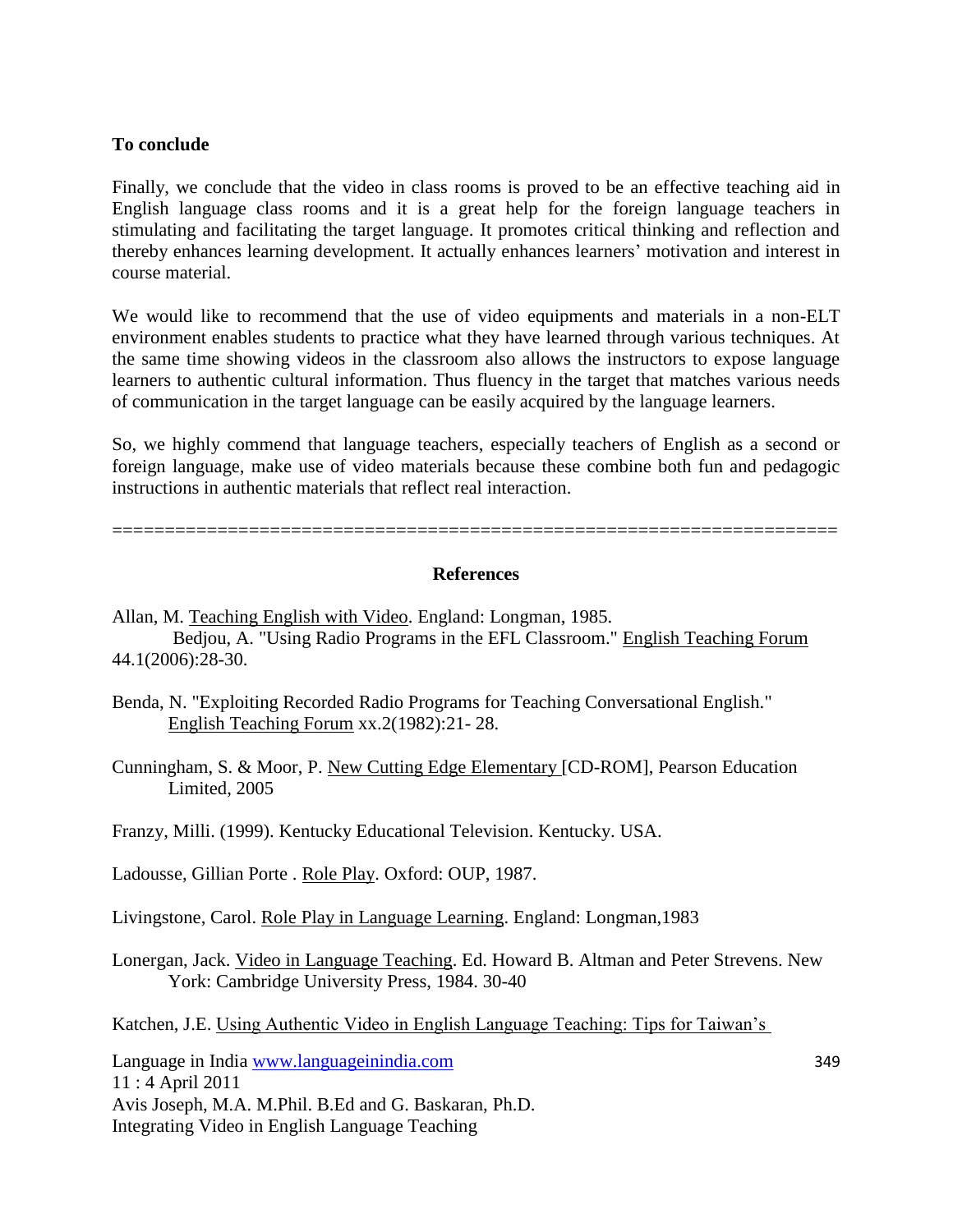**To conclude**

Finally, we conclude that the video in class rooms is proved to be an effective teaching aid in English language class rooms and it is a great help for the foreign language teachers in stimulating and facilitating the target language. It promotes critical thinking and reflection and thereby enhances learning development. It actually enhances learners' motivation and interest in course material.

We would like to recommend that the use of video equipments and materials in a non-ELT environment enables students to practice what they have learned through various techniques. At the same time showing videos in the classroom also allows the instructors to expose language learners to authentic cultural information. Thus fluency in the target that matches various needs of communication in the target language can be easily acquired by the language learners.

So, we highly commend that language teachers, especially teachers of English as a second or foreign language, make use of video materials because these combine both fun and pedagogic instructions in authentic materials that reflect real interaction.

==================================================================

## References

Allan, M. Teaching English with Video. England: Longman, 1985.
Bedjou, A. "Using Radio Programs in the EFL Classroom." English Teaching Forum 44.1(2006):28-30.

Benda, N. "Exploiting Recorded Radio Programs for Teaching Conversational English." English Teaching Forum xx.2(1982):21- 28.

Cunningham, S. & Moor, P. New Cutting Edge Elementary [CD-ROM], Pearson Education Limited, 2005

Franzy, Milli. (1999). Kentucky Educational Television. Kentucky. USA.

Ladousse, Gillian Porte . Role Play. Oxford: OUP, 1987.

Livingstone, Carol. Role Play in Language Learning. England: Longman,1983

Lonergan, Jack. Video in Language Teaching. Ed. Howard B. Altman and Peter Strevens. New York: Cambridge University Press, 1984. 30-40

Katchen, J.E. Using Authentic Video in English Language Teaching: Tips for Taiwan's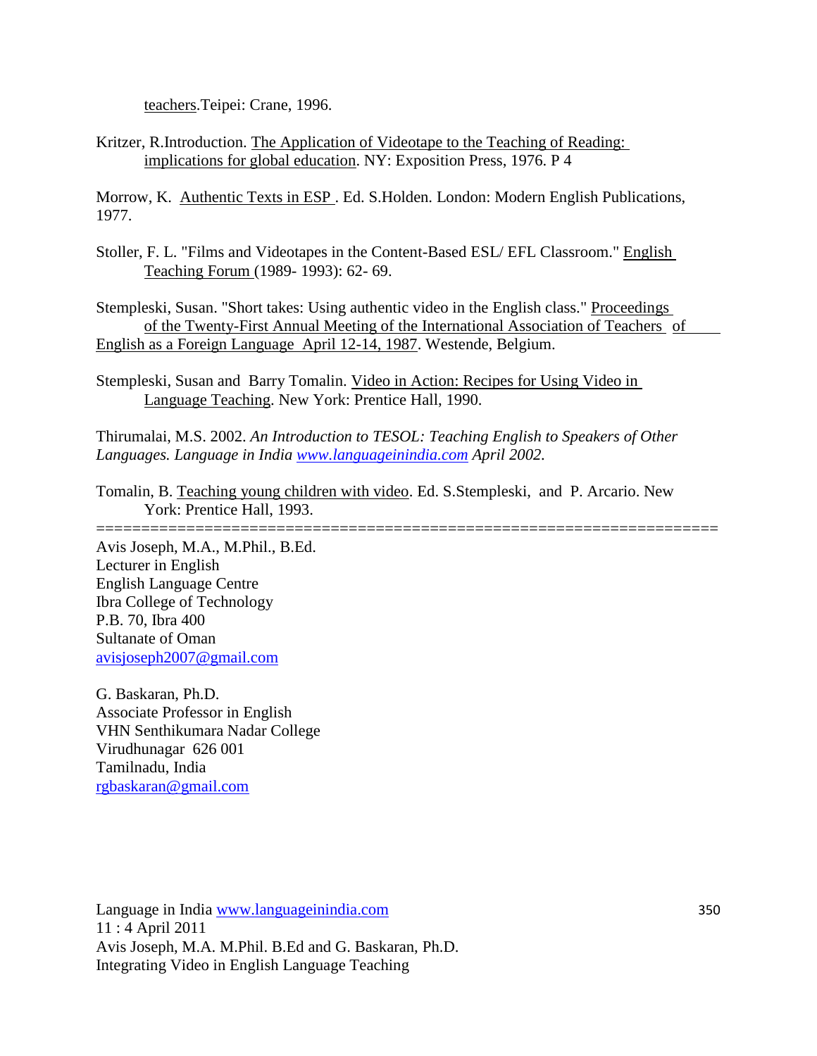teachers.Teipei: Crane, 1996.

Kritzer, R.Introduction. The Application of Videotape to the Teaching of Reading: implications for global education. NY: Exposition Press, 1976. P 4

Morrow, K. Authentic Texts in ESP . Ed. S.Holden. London: Modern English Publications, 1977.

Stoller, F. L. "Films and Videotapes in the Content-Based ESL/ EFL Classroom." English Teaching Forum (1989- 1993): 62- 69.

Stempleski, Susan. "Short takes: Using authentic video in the English class." Proceedings of the Twenty-First Annual Meeting of the International Association of Teachers of English as a Foreign Language April 12-14, 1987. Westende, Belgium.

Stempleski, Susan and Barry Tomalin. Video in Action: Recipes for Using Video in Language Teaching. New York: Prentice Hall, 1990.

Thirumalai, M.S. 2002. *An Introduction to TESOL: Teaching English to Speakers of Other Languages. Language in India* [www.languageinindia.com](http://www.languageinindia.com) *April 2002.*

Tomalin, B. Teaching young children with video. Ed. S.Stempleski, and P. Arcario. New York: Prentice Hall, 1993.

==================================================================

Avis Joseph, M.A., M.Phil., B.Ed.
Lecturer in English
English Language Centre
Ibra College of Technology
P.B. 70, Ibra 400
Sultanate of Oman
[avisjoseph2007@gmail.com](mailto:avisjoseph2007@gmail.com)

G. Baskaran, Ph.D.
Associate Professor in English
VHN Senthikumara Nadar College
Virudhunagar 626 001
Tamilnadu, India
[rgbaskaran@gmail.com](mailto:rgbaskaran@gmail.com)